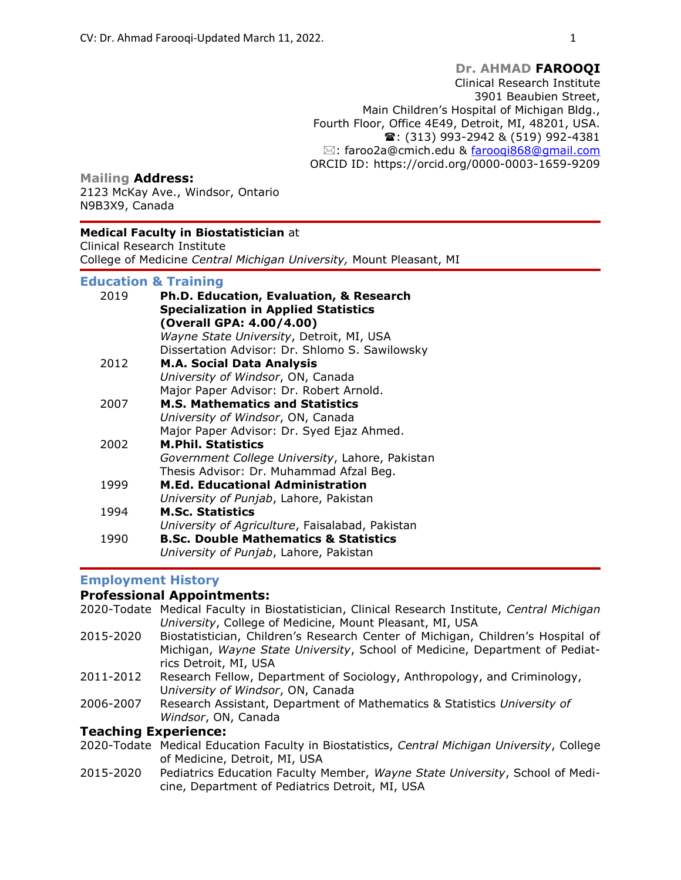# Dr. AHMAD FAROOQI

Clinical Research Institute
3901 Beaubien Street,
Main Children's Hospital of Michigan Bldg.,
Fourth Floor, Office 4E49, Detroit, MI, 48201, USA.
☎: (313) 993-2942 & (519) 992-4381
✉: faroo2a@cmich.edu & farooqi868@gmail.com
ORCID ID: https://orcid.org/0000-0003-1659-9209

**Mailing Address:**
2123 McKay Ave., Windsor, Ontario
N9B3X9, Canada

---

**Medical Faculty in Biostatistician** at
Clinical Research Institute
College of Medicine *Central Michigan University,* Mount Pleasant, MI

---

## Education & Training

2019 **Ph.D. Education, Evaluation, & Research**
**Specialization in Applied Statistics**
**(Overall GPA: 4.00/4.00)**
*Wayne State University*, Detroit, MI, USA
Dissertation Advisor: Dr. Shlomo S. Sawilowsky

2012 **M.A. Social Data Analysis**
*University of Windsor*, ON, Canada
Major Paper Advisor: Dr. Robert Arnold.

2007 **M.S. Mathematics and Statistics**
*University of Windsor*, ON, Canada
Major Paper Advisor: Dr. Syed Ejaz Ahmed.

2002 **M.Phil. Statistics**
*Government College University*, Lahore, Pakistan
Thesis Advisor: Dr. Muhammad Afzal Beg.

1999 **M.Ed. Educational Administration**
*University of Punjab*, Lahore, Pakistan

1994 **M.Sc. Statistics**
*University of Agriculture*, Faisalabad, Pakistan

1990 **B.Sc. Double Mathematics & Statistics**
*University of Punjab*, Lahore, Pakistan

---

## Employment History

### Professional Appointments:

2020-Todate Medical Faculty in Biostatistician, Clinical Research Institute, *Central Michigan University*, College of Medicine, Mount Pleasant, MI, USA

2015-2020 Biostatistician, Children's Research Center of Michigan, Children's Hospital of Michigan, *Wayne State University*, School of Medicine, Department of Pediatrics Detroit, MI, USA

2011-2012 Research Fellow, Department of Sociology, Anthropology, and Criminology, *University of Windsor*, ON, Canada

2006-2007 Research Assistant, Department of Mathematics & Statistics *University of Windsor*, ON, Canada

### Teaching Experience:

2020-Todate Medical Education Faculty in Biostatistics, *Central Michigan University*, College of Medicine, Detroit, MI, USA

2015-2020 Pediatrics Education Faculty Member, *Wayne State University*, School of Medicine, Department of Pediatrics Detroit, MI, USA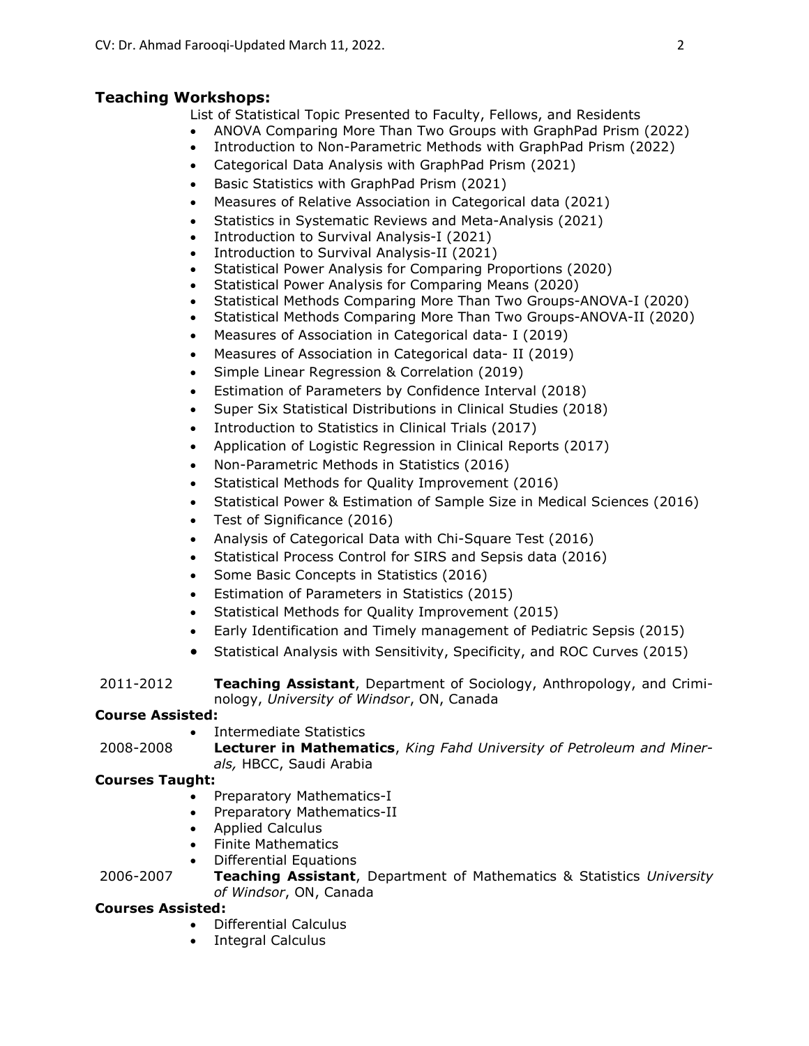## Teaching Workshops:

List of Statistical Topic Presented to Faculty, Fellows, and Residents

- ANOVA Comparing More Than Two Groups with GraphPad Prism (2022)
- Introduction to Non-Parametric Methods with GraphPad Prism (2022)
- Categorical Data Analysis with GraphPad Prism (2021)
- Basic Statistics with GraphPad Prism (2021)
- Measures of Relative Association in Categorical data (2021)
- Statistics in Systematic Reviews and Meta-Analysis (2021)
- Introduction to Survival Analysis-I (2021)
- Introduction to Survival Analysis-II (2021)
- Statistical Power Analysis for Comparing Proportions (2020)
- Statistical Power Analysis for Comparing Means (2020)
- Statistical Methods Comparing More Than Two Groups-ANOVA-I (2020)
- Statistical Methods Comparing More Than Two Groups-ANOVA-II (2020)
- Measures of Association in Categorical data- I (2019)
- Measures of Association in Categorical data- II (2019)
- Simple Linear Regression & Correlation (2019)
- Estimation of Parameters by Confidence Interval (2018)
- Super Six Statistical Distributions in Clinical Studies (2018)
- Introduction to Statistics in Clinical Trials (2017)
- Application of Logistic Regression in Clinical Reports (2017)
- Non-Parametric Methods in Statistics (2016)
- Statistical Methods for Quality Improvement (2016)
- Statistical Power & Estimation of Sample Size in Medical Sciences (2016)
- Test of Significance (2016)
- Analysis of Categorical Data with Chi-Square Test (2016)
- Statistical Process Control for SIRS and Sepsis data (2016)
- Some Basic Concepts in Statistics (2016)
- Estimation of Parameters in Statistics (2015)
- Statistical Methods for Quality Improvement (2015)
- Early Identification and Timely management of Pediatric Sepsis (2015)
- Statistical Analysis with Sensitivity, Specificity, and ROC Curves (2015)

2011-2012 **Teaching Assistant**, Department of Sociology, Anthropology, and Criminology, *University of Windsor*, ON, Canada

**Course Assisted:**

- Intermediate Statistics

2008-2008 **Lecturer in Mathematics**, *King Fahd University of Petroleum and Minerals,* HBCC, Saudi Arabia

**Courses Taught:**

- Preparatory Mathematics-I
- Preparatory Mathematics-II
- Applied Calculus
- Finite Mathematics
- Differential Equations

2006-2007 **Teaching Assistant**, Department of Mathematics & Statistics *University of Windsor*, ON, Canada

**Courses Assisted:**

- Differential Calculus
- Integral Calculus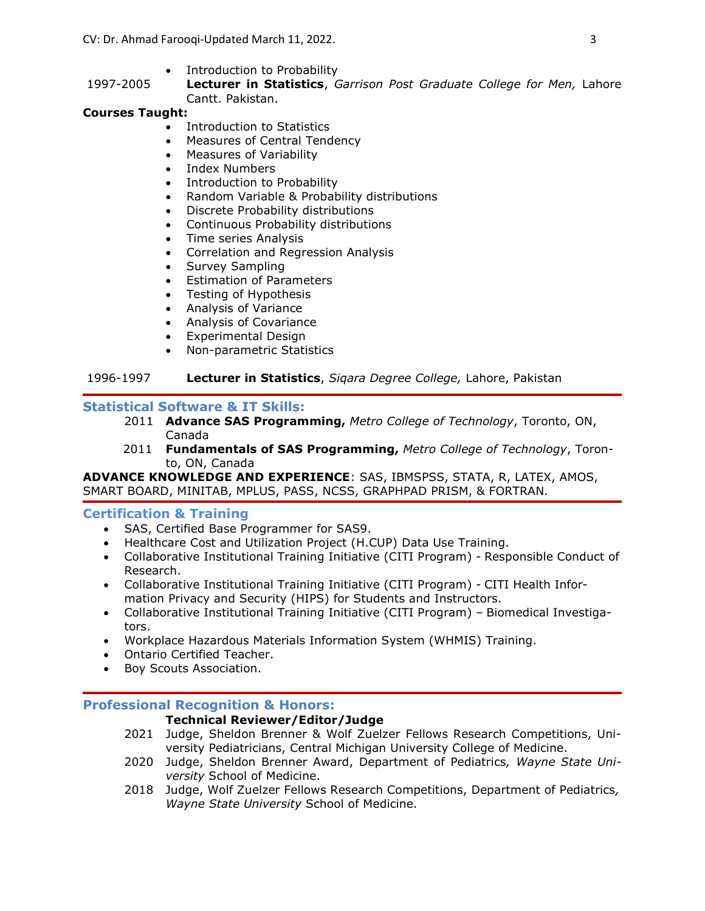- Introduction to Probability

1997-2005 **Lecturer in Statistics**, *Garrison Post Graduate College for Men,* Lahore Cantt. Pakistan.

**Courses Taught:**

- Introduction to Statistics
- Measures of Central Tendency
- Measures of Variability
- Index Numbers
- Introduction to Probability
- Random Variable & Probability distributions
- Discrete Probability distributions
- Continuous Probability distributions
- Time series Analysis
- Correlation and Regression Analysis
- Survey Sampling
- Estimation of Parameters
- Testing of Hypothesis
- Analysis of Variance
- Analysis of Covariance
- Experimental Design
- Non-parametric Statistics

1996-1997 **Lecturer in Statistics**, *Siqara Degree College,* Lahore, Pakistan

## Statistical Software & IT Skills:

2011 **Advance SAS Programming,** *Metro College of Technology*, Toronto, ON, Canada

2011 **Fundamentals of SAS Programming,** *Metro College of Technology*, Toronto, ON, Canada

**ADVANCE KNOWLEDGE AND EXPERIENCE**: SAS, IBMSPSS, STATA, R, LATEX, AMOS, SMART BOARD, MINITAB, MPLUS, PASS, NCSS, GRAPHPAD PRISM, & FORTRAN.

## Certification & Training

- SAS, Certified Base Programmer for SAS9.
- Healthcare Cost and Utilization Project (H.CUP) Data Use Training.
- Collaborative Institutional Training Initiative (CITI Program) - Responsible Conduct of Research.
- Collaborative Institutional Training Initiative (CITI Program) - CITI Health Information Privacy and Security (HIPS) for Students and Instructors.
- Collaborative Institutional Training Initiative (CITI Program) – Biomedical Investigators.
- Workplace Hazardous Materials Information System (WHMIS) Training.
- Ontario Certified Teacher.
- Boy Scouts Association.

## Professional Recognition & Honors:

**Technical Reviewer/Editor/Judge**

2021 Judge, Sheldon Brenner & Wolf Zuelzer Fellows Research Competitions, University Pediatricians, Central Michigan University College of Medicine.

2020 Judge, Sheldon Brenner Award, Department of Pediatrics*, Wayne State University* School of Medicine.

2018 Judge, Wolf Zuelzer Fellows Research Competitions, Department of Pediatrics*, Wayne State University* School of Medicine.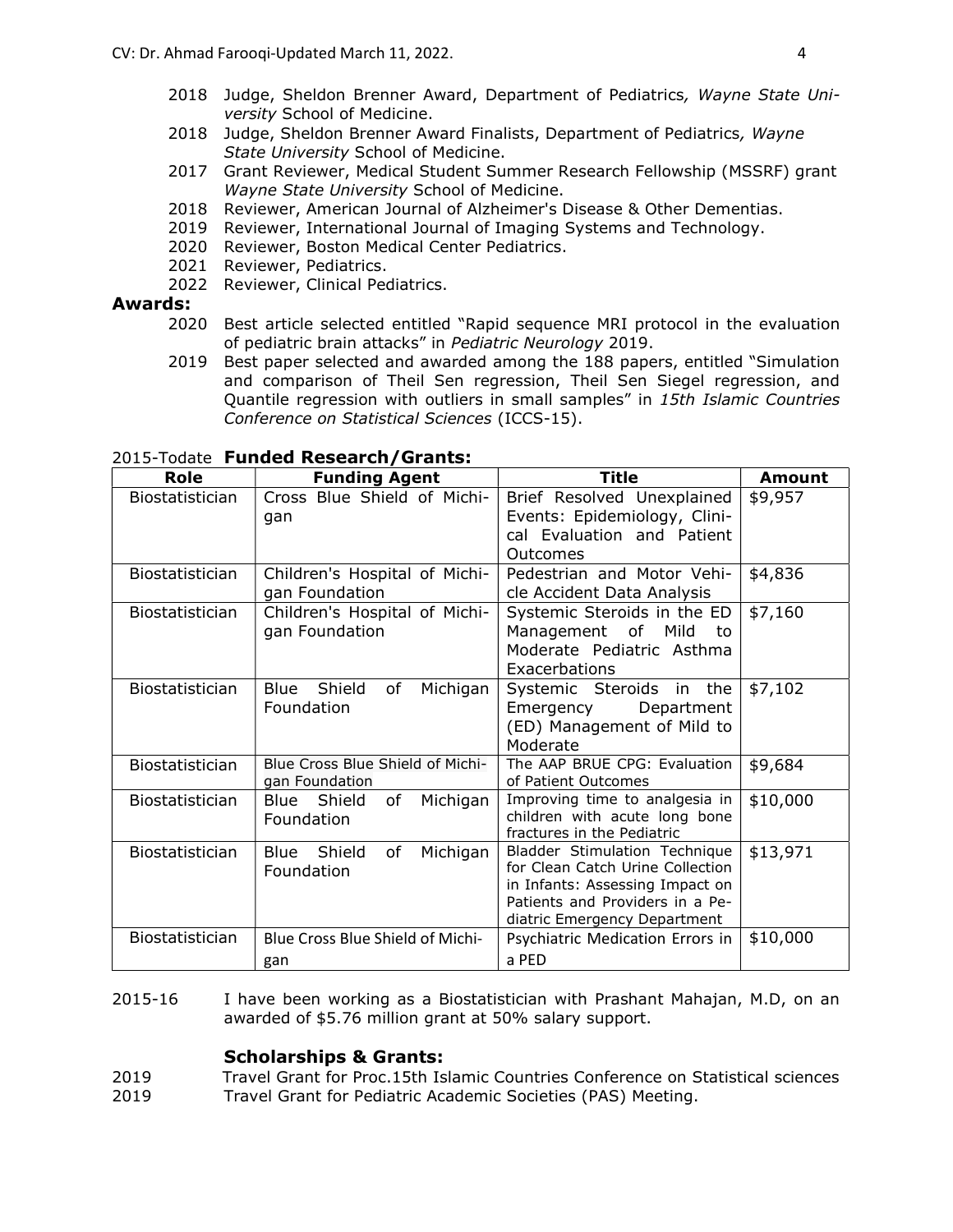- 2018 Judge, Sheldon Brenner Award, Department of Pediatrics*, Wayne State University* School of Medicine.
- 2018 Judge, Sheldon Brenner Award Finalists, Department of Pediatrics*, Wayne State University* School of Medicine.
- 2017 Grant Reviewer, Medical Student Summer Research Fellowship (MSSRF) grant *Wayne State University* School of Medicine.
- 2018 Reviewer, American Journal of Alzheimer's Disease & Other Dementias.
- 2019 Reviewer, International Journal of Imaging Systems and Technology.
- 2020 Reviewer, Boston Medical Center Pediatrics.
- 2021 Reviewer, Pediatrics.
- 2022 Reviewer, Clinical Pediatrics.

## Awards:

- 2020 Best article selected entitled "Rapid sequence MRI protocol in the evaluation of pediatric brain attacks" in *Pediatric Neurology* 2019.
- 2019 Best paper selected and awarded among the 188 papers, entitled "Simulation and comparison of Theil Sen regression, Theil Sen Siegel regression, and Quantile regression with outliers in small samples" in *15th Islamic Countries Conference on Statistical Sciences* (ICCS-15).

2015-Todate **Funded Research/Grants:**

| Role | Funding Agent | Title | Amount |
|---|---|---|---|
| Biostatistician | Cross Blue Shield of Michigan | Brief Resolved Unexplained Events: Epidemiology, Clinical Evaluation and Patient Outcomes | \$9,957 |
| Biostatistician | Children's Hospital of Michigan Foundation | Pedestrian and Motor Vehicle Accident Data Analysis | \$4,836 |
| Biostatistician | Children's Hospital of Michigan Foundation | Systemic Steroids in the ED Management of Mild to Moderate Pediatric Asthma Exacerbations | \$7,160 |
| Biostatistician | Blue Shield of Michigan Foundation | Systemic Steroids in the Emergency Department (ED) Management of Mild to Moderate | \$7,102 |
| Biostatistician | Blue Cross Blue Shield of Michigan Foundation | The AAP BRUE CPG: Evaluation of Patient Outcomes | \$9,684 |
| Biostatistician | Blue Shield of Michigan Foundation | Improving time to analgesia in children with acute long bone fractures in the Pediatric | \$10,000 |
| Biostatistician | Blue Shield of Michigan Foundation | Bladder Stimulation Technique for Clean Catch Urine Collection in Infants: Assessing Impact on Patients and Providers in a Pediatric Emergency Department | \$13,971 |
| Biostatistician | Blue Cross Blue Shield of Michigan | Psychiatric Medication Errors in a PED | \$10,000 |

2015-16 I have been working as a Biostatistician with Prashant Mahajan, M.D, on an awarded of \$5.76 million grant at 50% salary support.

### Scholarships & Grants:

- 2019 Travel Grant for Proc.15th Islamic Countries Conference on Statistical sciences
- 2019 Travel Grant for Pediatric Academic Societies (PAS) Meeting.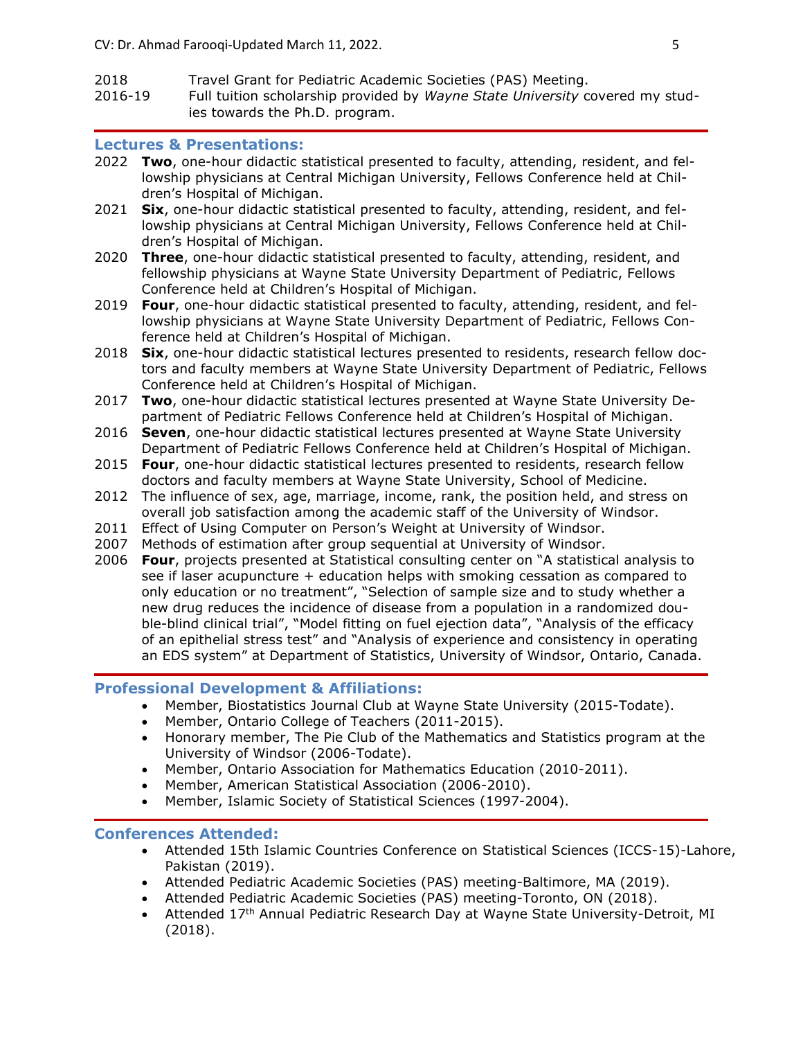2018 Travel Grant for Pediatric Academic Societies (PAS) Meeting.

2016-19 Full tuition scholarship provided by *Wayne State University* covered my studies towards the Ph.D. program.

## Lectures & Presentations:

- 2022 **Two**, one-hour didactic statistical presented to faculty, attending, resident, and fellowship physicians at Central Michigan University, Fellows Conference held at Children's Hospital of Michigan.
- 2021 **Six**, one-hour didactic statistical presented to faculty, attending, resident, and fellowship physicians at Central Michigan University, Fellows Conference held at Children's Hospital of Michigan.
- 2020 **Three**, one-hour didactic statistical presented to faculty, attending, resident, and fellowship physicians at Wayne State University Department of Pediatric, Fellows Conference held at Children's Hospital of Michigan.
- 2019 **Four**, one-hour didactic statistical presented to faculty, attending, resident, and fellowship physicians at Wayne State University Department of Pediatric, Fellows Conference held at Children's Hospital of Michigan.
- 2018 **Six**, one-hour didactic statistical lectures presented to residents, research fellow doctors and faculty members at Wayne State University Department of Pediatric, Fellows Conference held at Children's Hospital of Michigan.
- 2017 **Two**, one-hour didactic statistical lectures presented at Wayne State University Department of Pediatric Fellows Conference held at Children's Hospital of Michigan.
- 2016 **Seven**, one-hour didactic statistical lectures presented at Wayne State University Department of Pediatric Fellows Conference held at Children's Hospital of Michigan.
- 2015 **Four**, one-hour didactic statistical lectures presented to residents, research fellow doctors and faculty members at Wayne State University, School of Medicine.
- 2012 The influence of sex, age, marriage, income, rank, the position held, and stress on overall job satisfaction among the academic staff of the University of Windsor.
- 2011 Effect of Using Computer on Person's Weight at University of Windsor.
- 2007 Methods of estimation after group sequential at University of Windsor.
- 2006 **Four**, projects presented at Statistical consulting center on "A statistical analysis to see if laser acupuncture + education helps with smoking cessation as compared to only education or no treatment", "Selection of sample size and to study whether a new drug reduces the incidence of disease from a population in a randomized double-blind clinical trial", "Model fitting on fuel ejection data", "Analysis of the efficacy of an epithelial stress test" and "Analysis of experience and consistency in operating an EDS system" at Department of Statistics, University of Windsor, Ontario, Canada.

## Professional Development & Affiliations:

- Member, Biostatistics Journal Club at Wayne State University (2015-Todate).
- Member, Ontario College of Teachers (2011-2015).
- Honorary member, The Pie Club of the Mathematics and Statistics program at the University of Windsor (2006-Todate).
- Member, Ontario Association for Mathematics Education (2010-2011).
- Member, American Statistical Association (2006-2010).
- Member, Islamic Society of Statistical Sciences (1997-2004).

## Conferences Attended:

- Attended 15th Islamic Countries Conference on Statistical Sciences (ICCS-15)-Lahore, Pakistan (2019).
- Attended Pediatric Academic Societies (PAS) meeting-Baltimore, MA (2019).
- Attended Pediatric Academic Societies (PAS) meeting-Toronto, ON (2018).
- Attended 17th Annual Pediatric Research Day at Wayne State University-Detroit, MI (2018).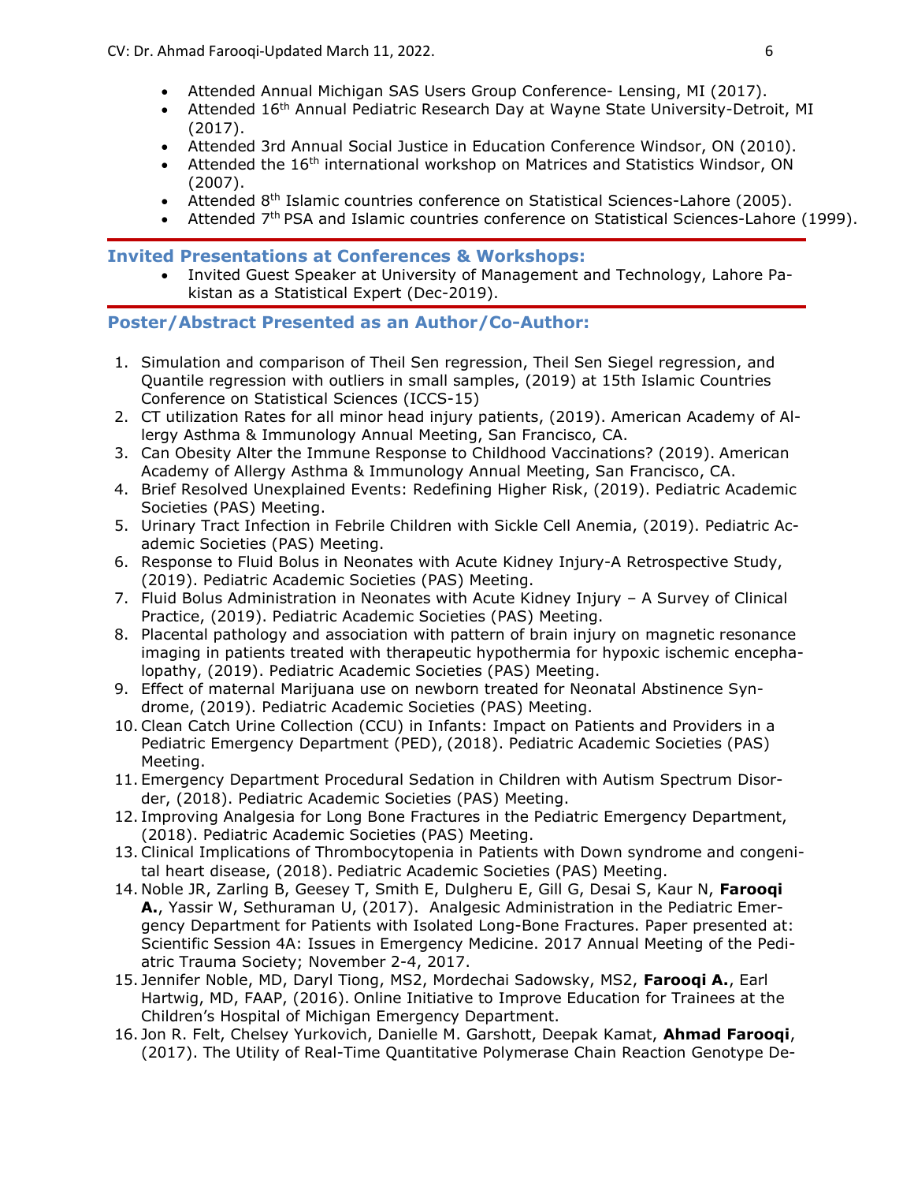- Attended Annual Michigan SAS Users Group Conference- Lensing, MI (2017).
- Attended 16th Annual Pediatric Research Day at Wayne State University-Detroit, MI (2017).
- Attended 3rd Annual Social Justice in Education Conference Windsor, ON (2010).
- Attended the 16th international workshop on Matrices and Statistics Windsor, ON (2007).
- Attended 8th Islamic countries conference on Statistical Sciences-Lahore (2005).
- Attended 7th PSA and Islamic countries conference on Statistical Sciences-Lahore (1999).

## Invited Presentations at Conferences & Workshops:

- Invited Guest Speaker at University of Management and Technology, Lahore Pakistan as a Statistical Expert (Dec-2019).

## Poster/Abstract Presented as an Author/Co-Author:

1. Simulation and comparison of Theil Sen regression, Theil Sen Siegel regression, and Quantile regression with outliers in small samples, (2019) at 15th Islamic Countries Conference on Statistical Sciences (ICCS-15)
2. CT utilization Rates for all minor head injury patients, (2019). American Academy of Allergy Asthma & Immunology Annual Meeting, San Francisco, CA.
3. Can Obesity Alter the Immune Response to Childhood Vaccinations? (2019). American Academy of Allergy Asthma & Immunology Annual Meeting, San Francisco, CA.
4. Brief Resolved Unexplained Events: Redefining Higher Risk, (2019). Pediatric Academic Societies (PAS) Meeting.
5. Urinary Tract Infection in Febrile Children with Sickle Cell Anemia, (2019). Pediatric Academic Societies (PAS) Meeting.
6. Response to Fluid Bolus in Neonates with Acute Kidney Injury-A Retrospective Study, (2019). Pediatric Academic Societies (PAS) Meeting.
7. Fluid Bolus Administration in Neonates with Acute Kidney Injury – A Survey of Clinical Practice, (2019). Pediatric Academic Societies (PAS) Meeting.
8. Placental pathology and association with pattern of brain injury on magnetic resonance imaging in patients treated with therapeutic hypothermia for hypoxic ischemic encephalopathy, (2019). Pediatric Academic Societies (PAS) Meeting.
9. Effect of maternal Marijuana use on newborn treated for Neonatal Abstinence Syndrome, (2019). Pediatric Academic Societies (PAS) Meeting.
10. Clean Catch Urine Collection (CCU) in Infants: Impact on Patients and Providers in a Pediatric Emergency Department (PED), (2018). Pediatric Academic Societies (PAS) Meeting.
11. Emergency Department Procedural Sedation in Children with Autism Spectrum Disorder, (2018). Pediatric Academic Societies (PAS) Meeting.
12. Improving Analgesia for Long Bone Fractures in the Pediatric Emergency Department, (2018). Pediatric Academic Societies (PAS) Meeting.
13. Clinical Implications of Thrombocytopenia in Patients with Down syndrome and congenital heart disease, (2018). Pediatric Academic Societies (PAS) Meeting.
14. Noble JR, Zarling B, Geesey T, Smith E, Dulgheru E, Gill G, Desai S, Kaur N, **Farooqi A.**, Yassir W, Sethuraman U, (2017). Analgesic Administration in the Pediatric Emergency Department for Patients with Isolated Long-Bone Fractures. Paper presented at: Scientific Session 4A: Issues in Emergency Medicine. 2017 Annual Meeting of the Pediatric Trauma Society; November 2-4, 2017.
15. Jennifer Noble, MD, Daryl Tiong, MS2, Mordechai Sadowsky, MS2, **Farooqi A.**, Earl Hartwig, MD, FAAP, (2016). Online Initiative to Improve Education for Trainees at the Children's Hospital of Michigan Emergency Department.
16. Jon R. Felt, Chelsey Yurkovich, Danielle M. Garshott, Deepak Kamat, **Ahmad Farooqi**, (2017). The Utility of Real-Time Quantitative Polymerase Chain Reaction Genotype De-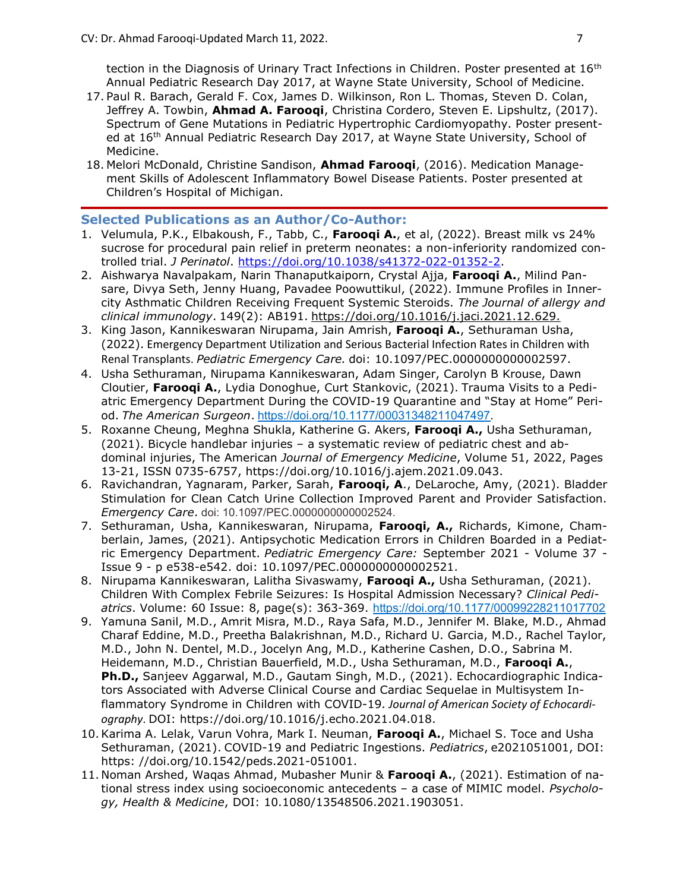tection in the Diagnosis of Urinary Tract Infections in Children. Poster presented at 16th Annual Pediatric Research Day 2017, at Wayne State University, School of Medicine.

17. Paul R. Barach, Gerald F. Cox, James D. Wilkinson, Ron L. Thomas, Steven D. Colan, Jeffrey A. Towbin, **Ahmad A. Farooqi**, Christina Cordero, Steven E. Lipshultz, (2017). Spectrum of Gene Mutations in Pediatric Hypertrophic Cardiomyopathy. Poster presented at 16th Annual Pediatric Research Day 2017, at Wayne State University, School of Medicine.
18. Melori McDonald, Christine Sandison, **Ahmad Farooqi**, (2016). Medication Management Skills of Adolescent Inflammatory Bowel Disease Patients. Poster presented at Children's Hospital of Michigan.

### Selected Publications as an Author/Co-Author:

1. Velumula, P.K., Elbakoush, F., Tabb, C., **Farooqi A.**, et al, (2022). Breast milk vs 24% sucrose for procedural pain relief in preterm neonates: a non-inferiority randomized controlled trial. *J Perinatol*. https://doi.org/10.1038/s41372-022-01352-2.
2. Aishwarya Navalpakam, Narin Thanaputkaiporn, Crystal Ajja, **Farooqi A.**, Milind Pansare, Divya Seth, Jenny Huang, Pavadee Poowuttikul, (2022). Immune Profiles in Inner-city Asthmatic Children Receiving Frequent Systemic Steroids. *The Journal of allergy and clinical immunology*. 149(2): AB191. https://doi.org/10.1016/j.jaci.2021.12.629.
3. King Jason, Kannikeswaran Nirupama, Jain Amrish, **Farooqi A.**, Sethuraman Usha, (2022). Emergency Department Utilization and Serious Bacterial Infection Rates in Children with Renal Transplants. *Pediatric Emergency Care.* doi: 10.1097/PEC.0000000000002597.
4. Usha Sethuraman, Nirupama Kannikeswaran, Adam Singer, Carolyn B Krouse, Dawn Cloutier, **Farooqi A.**, Lydia Donoghue, Curt Stankovic, (2021). Trauma Visits to a Pediatric Emergency Department During the COVID-19 Quarantine and "Stay at Home" Period. *The American Surgeon*. https://doi.org/10.1177/00031348211047497.
5. Roxanne Cheung, Meghna Shukla, Katherine G. Akers, **Farooqi A.,** Usha Sethuraman, (2021). Bicycle handlebar injuries – a systematic review of pediatric chest and abdominal injuries, The American *Journal of Emergency Medicine*, Volume 51, 2022, Pages 13-21, ISSN 0735-6757, https://doi.org/10.1016/j.ajem.2021.09.043.
6. Ravichandran, Yagnaram, Parker, Sarah, **Farooqi, A**., DeLaroche, Amy, (2021). Bladder Stimulation for Clean Catch Urine Collection Improved Parent and Provider Satisfaction. *Emergency Care*. doi: 10.1097/PEC.0000000000002524.
7. Sethuraman, Usha, Kannikeswaran, Nirupama, **Farooqi, A.,** Richards, Kimone, Chamberlain, James, (2021). Antipsychotic Medication Errors in Children Boarded in a Pediatric Emergency Department. *Pediatric Emergency Care:* September 2021 - Volume 37 - Issue 9 - p e538-e542. doi: 10.1097/PEC.0000000000002521.
8. Nirupama Kannikeswaran, Lalitha Sivaswamy, **Farooqi A.,** Usha Sethuraman, (2021). Children With Complex Febrile Seizures: Is Hospital Admission Necessary? *Clinical Pediatrics*. Volume: 60 Issue: 8, page(s): 363-369. https://doi.org/10.1177/00099228211017702
9. Yamuna Sanil, M.D., Amrit Misra, M.D., Raya Safa, M.D., Jennifer M. Blake, M.D., Ahmad Charaf Eddine, M.D., Preetha Balakrishnan, M.D., Richard U. Garcia, M.D., Rachel Taylor, M.D., John N. Dentel, M.D., Jocelyn Ang, M.D., Katherine Cashen, D.O., Sabrina M. Heidemann, M.D., Christian Bauerfield, M.D., Usha Sethuraman, M.D., **Farooqi A.**, **Ph.D.,** Sanjeev Aggarwal, M.D., Gautam Singh, M.D., (2021). Echocardiographic Indicators Associated with Adverse Clinical Course and Cardiac Sequelae in Multisystem Inflammatory Syndrome in Children with COVID-19. *Journal of American Society of Echocardiography*. DOI: https://doi.org/10.1016/j.echo.2021.04.018.
10. Karima A. Lelak, Varun Vohra, Mark I. Neuman, **Farooqi A.**, Michael S. Toce and Usha Sethuraman, (2021). COVID-19 and Pediatric Ingestions. *Pediatrics*, e2021051001, DOI: https: //doi.org/10.1542/peds.2021-051001.
11. Noman Arshed, Waqas Ahmad, Mubasher Munir & **Farooqi A.**, (2021). Estimation of national stress index using socioeconomic antecedents – a case of MIMIC model. *Psychology, Health & Medicine*, DOI: 10.1080/13548506.2021.1903051.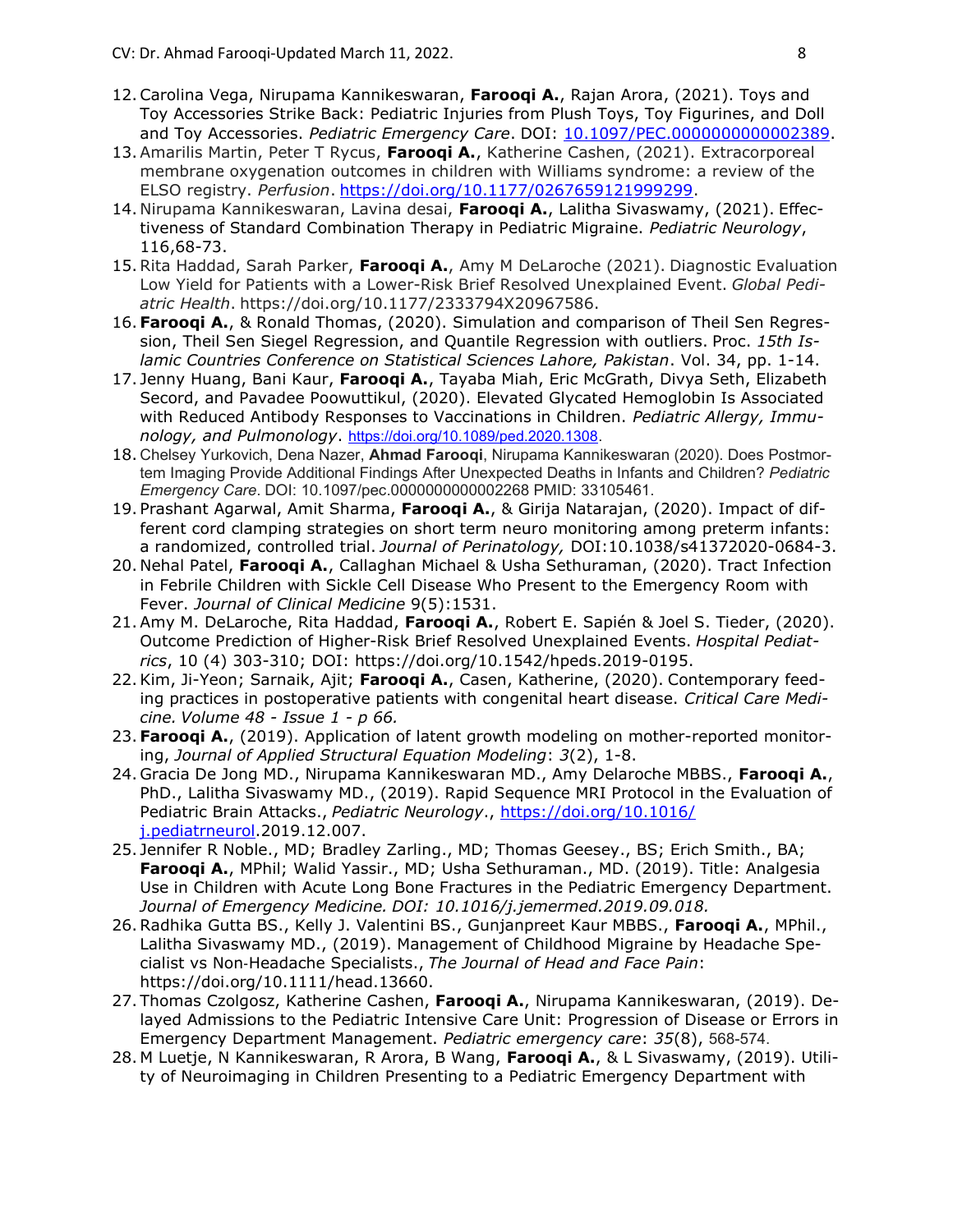12. Carolina Vega, Nirupama Kannikeswaran, **Farooqi A.**, Rajan Arora, (2021). Toys and Toy Accessories Strike Back: Pediatric Injuries from Plush Toys, Toy Figurines, and Doll and Toy Accessories. *Pediatric Emergency Care*. DOI: [10.1097/PEC.0000000000002389](10.1097/PEC.0000000000002389).
13. Amarilis Martin, Peter T Rycus, **Farooqi A.**, Katherine Cashen, (2021). Extracorporeal membrane oxygenation outcomes in children with Williams syndrome: a review of the ELSO registry. *Perfusion*. [https://doi.org/10.1177/0267659121999299](https://doi.org/10.1177/0267659121999299).
14. Nirupama Kannikeswaran, Lavina desai, **Farooqi A.**, Lalitha Sivaswamy, (2021). Effectiveness of Standard Combination Therapy in Pediatric Migraine. *Pediatric Neurology*, 116,68-73.
15. Rita Haddad, Sarah Parker, **Farooqi A.**, Amy M DeLaroche (2021). Diagnostic Evaluation Low Yield for Patients with a Lower-Risk Brief Resolved Unexplained Event. *Global Pediatric Health*. https://doi.org/10.1177/2333794X20967586.
16. **Farooqi A.**, & Ronald Thomas, (2020). Simulation and comparison of Theil Sen Regression, Theil Sen Siegel Regression, and Quantile Regression with outliers. Proc. *15th Islamic Countries Conference on Statistical Sciences Lahore, Pakistan*. Vol. 34, pp. 1-14.
17. Jenny Huang, Bani Kaur, **Farooqi A.**, Tayaba Miah, Eric McGrath, Divya Seth, Elizabeth Secord, and Pavadee Poowuttikul, (2020). Elevated Glycated Hemoglobin Is Associated with Reduced Antibody Responses to Vaccinations in Children. *Pediatric Allergy, Immunology, and Pulmonology*. [https://doi.org/10.1089/ped.2020.1308](https://doi.org/10.1089/ped.2020.1308).
18. Chelsey Yurkovich, Dena Nazer, **Ahmad Farooqi**, Nirupama Kannikeswaran (2020). Does Postmortem Imaging Provide Additional Findings After Unexpected Deaths in Infants and Children? *Pediatric Emergency Care*. DOI: 10.1097/pec.0000000000002268 PMID: 33105461.
19. Prashant Agarwal, Amit Sharma, **Farooqi A.**, & Girija Natarajan, (2020). Impact of different cord clamping strategies on short term neuro monitoring among preterm infants: a randomized, controlled trial. *Journal of Perinatology,* DOI:10.1038/s41372020-0684-3.
20. Nehal Patel, **Farooqi A.**, Callaghan Michael & Usha Sethuraman, (2020). Tract Infection in Febrile Children with Sickle Cell Disease Who Present to the Emergency Room with Fever. *Journal of Clinical Medicine* 9(5):1531.
21. Amy M. DeLaroche, Rita Haddad, **Farooqi A.**, Robert E. Sapién & Joel S. Tieder, (2020). Outcome Prediction of Higher-Risk Brief Resolved Unexplained Events. *Hospital Pediatrics*, 10 (4) 303-310; DOI: https://doi.org/10.1542/hpeds.2019-0195.
22. Kim, Ji-Yeon; Sarnaik, Ajit; **Farooqi A.**, Casen, Katherine, (2020). Contemporary feeding practices in postoperative patients with congenital heart disease. *Critical Care Medicine. Volume 48 - Issue 1 - p 66.*
23. **Farooqi A.**, (2019). Application of latent growth modeling on mother-reported monitoring, *Journal of Applied Structural Equation Modeling*: *3*(2), 1-8.
24. Gracia De Jong MD., Nirupama Kannikeswaran MD., Amy Delaroche MBBS., **Farooqi A.**, PhD., Lalitha Sivaswamy MD., (2019). Rapid Sequence MRI Protocol in the Evaluation of Pediatric Brain Attacks., *Pediatric Neurology*., [https://doi.org/10.1016/j.pediatrneurol](https://doi.org/10.1016/j.pediatrneurol).2019.12.007.
25. Jennifer R Noble., MD; Bradley Zarling., MD; Thomas Geesey., BS; Erich Smith., BA; **Farooqi A.**, MPhil; Walid Yassir., MD; Usha Sethuraman., MD. (2019). Title: Analgesia Use in Children with Acute Long Bone Fractures in the Pediatric Emergency Department. *Journal of Emergency Medicine. DOI: 10.1016/j.jemermed.2019.09.018.*
26. Radhika Gutta BS., Kelly J. Valentini BS., Gunjanpreet Kaur MBBS., **Farooqi A.**, MPhil., Lalitha Sivaswamy MD., (2019). Management of Childhood Migraine by Headache Specialist vs Non-Headache Specialists., *The Journal of Head and Face Pain*: https://doi.org/10.1111/head.13660.
27. Thomas Czolgosz, Katherine Cashen, **Farooqi A.**, Nirupama Kannikeswaran, (2019). Delayed Admissions to the Pediatric Intensive Care Unit: Progression of Disease or Errors in Emergency Department Management. *Pediatric emergency care*: *35*(8), 568-574.
28. M Luetje, N Kannikeswaran, R Arora, B Wang, **Farooqi A.**, & L Sivaswamy, (2019). Utility of Neuroimaging in Children Presenting to a Pediatric Emergency Department with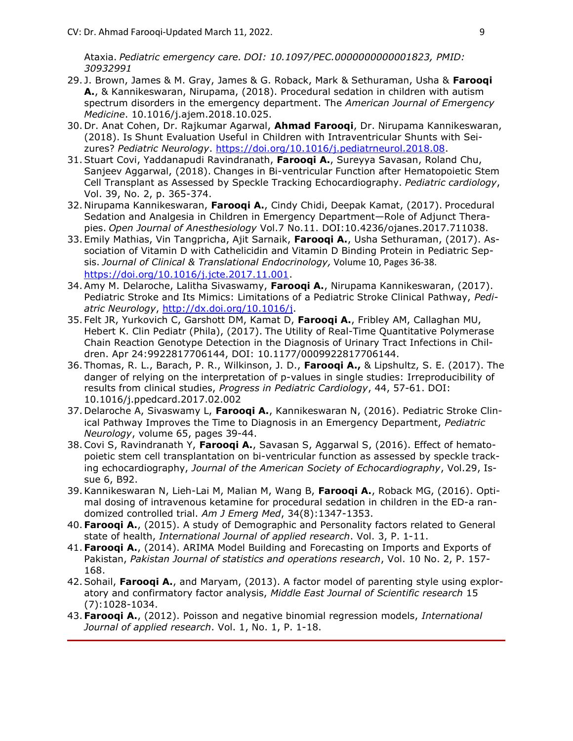Ataxia. *Pediatric emergency care. DOI: 10.1097/PEC.0000000000001823, PMID: 30932991*

29. J. Brown, James & M. Gray, James & G. Roback, Mark & Sethuraman, Usha & **Farooqi A.**, & Kannikeswaran, Nirupama, (2018). Procedural sedation in children with autism spectrum disorders in the emergency department. The *American Journal of Emergency Medicine*. 10.1016/j.ajem.2018.10.025.
30. Dr. Anat Cohen, Dr. Rajkumar Agarwal, **Ahmad Farooqi**, Dr. Nirupama Kannikeswaran, (2018). Is Shunt Evaluation Useful in Children with Intraventricular Shunts with Seizures? *Pediatric Neurology*. https://doi.org/10.1016/j.pediatrneurol.2018.08.
31. Stuart Covi, Yaddanapudi Ravindranath, **Farooqi A.**, Sureyya Savasan, Roland Chu, Sanjeev Aggarwal, (2018). Changes in Bi-ventricular Function after Hematopoietic Stem Cell Transplant as Assessed by Speckle Tracking Echocardiography. *Pediatric cardiology*, Vol. 39, No. 2, p. 365-374.
32. Nirupama Kannikeswaran, **Farooqi A.**, Cindy Chidi, Deepak Kamat, (2017). Procedural Sedation and Analgesia in Children in Emergency Department—Role of Adjunct Therapies. *Open Journal of Anesthesiology* Vol.7 No.11. DOI:10.4236/ojanes.2017.711038.
33. Emily Mathias, Vin Tangpricha, Ajit Sarnaik, **Farooqi A.**, Usha Sethuraman, (2017). Association of Vitamin D with Cathelicidin and Vitamin D Binding Protein in Pediatric Sepsis. *Journal of Clinical & Translational Endocrinology,* Volume 10, Pages 36-38. https://doi.org/10.1016/j.jcte.2017.11.001.
34. Amy M. Delaroche, Lalitha Sivaswamy, **Farooqi A.**, Nirupama Kannikeswaran, (2017). Pediatric Stroke and Its Mimics: Limitations of a Pediatric Stroke Clinical Pathway, *Pediatric Neurology*, http://dx.doi.org/10.1016/j.
35. Felt JR, Yurkovich C, Garshott DM, Kamat D, **Farooqi A.**, Fribley AM, Callaghan MU, Hebert K. Clin Pediatr (Phila), (2017). The Utility of Real-Time Quantitative Polymerase Chain Reaction Genotype Detection in the Diagnosis of Urinary Tract Infections in Children. Apr 24:9922817706144, DOI: 10.1177/0009922817706144.
36. Thomas, R. L., Barach, P. R., Wilkinson, J. D., **Farooqi A.,** & Lipshultz, S. E. (2017). The danger of relying on the interpretation of p-values in single studies: Irreproducibility of results from clinical studies, *Progress in Pediatric Cardiology*, 44, 57-61. DOI: 10.1016/j.ppedcard.2017.02.002
37. Delaroche A, Sivaswamy L, **Farooqi A.**, Kannikeswaran N, (2016). Pediatric Stroke Clinical Pathway Improves the Time to Diagnosis in an Emergency Department, *Pediatric Neurology*, volume 65, pages 39-44.
38. Covi S, Ravindranath Y, **Farooqi A.**, Savasan S, Aggarwal S, (2016). Effect of hematopoietic stem cell transplantation on bi-ventricular function as assessed by speckle tracking echocardiography, *Journal of the American Society of Echocardiography*, Vol.29, Issue 6, B92.
39. Kannikeswaran N, Lieh-Lai M, Malian M, Wang B, **Farooqi A.**, Roback MG, (2016). Optimal dosing of intravenous ketamine for procedural sedation in children in the ED-a randomized controlled trial. *Am J Emerg Med*, 34(8):1347-1353.
40. **Farooqi A.**, (2015). A study of Demographic and Personality factors related to General state of health, *International Journal of applied research*. Vol. 3, P. 1-11.
41. **Farooqi A.**, (2014). ARIMA Model Building and Forecasting on Imports and Exports of Pakistan, *Pakistan Journal of statistics and operations research*, Vol. 10 No. 2, P. 157-168.
42. Sohail, **Farooqi A.**, and Maryam, (2013). A factor model of parenting style using exploratory and confirmatory factor analysis, *Middle East Journal of Scientific research* 15 (7):1028-1034.
43. **Farooqi A.**, (2012). Poisson and negative binomial regression models, *International Journal of applied research*. Vol. 1, No. 1, P. 1-18.